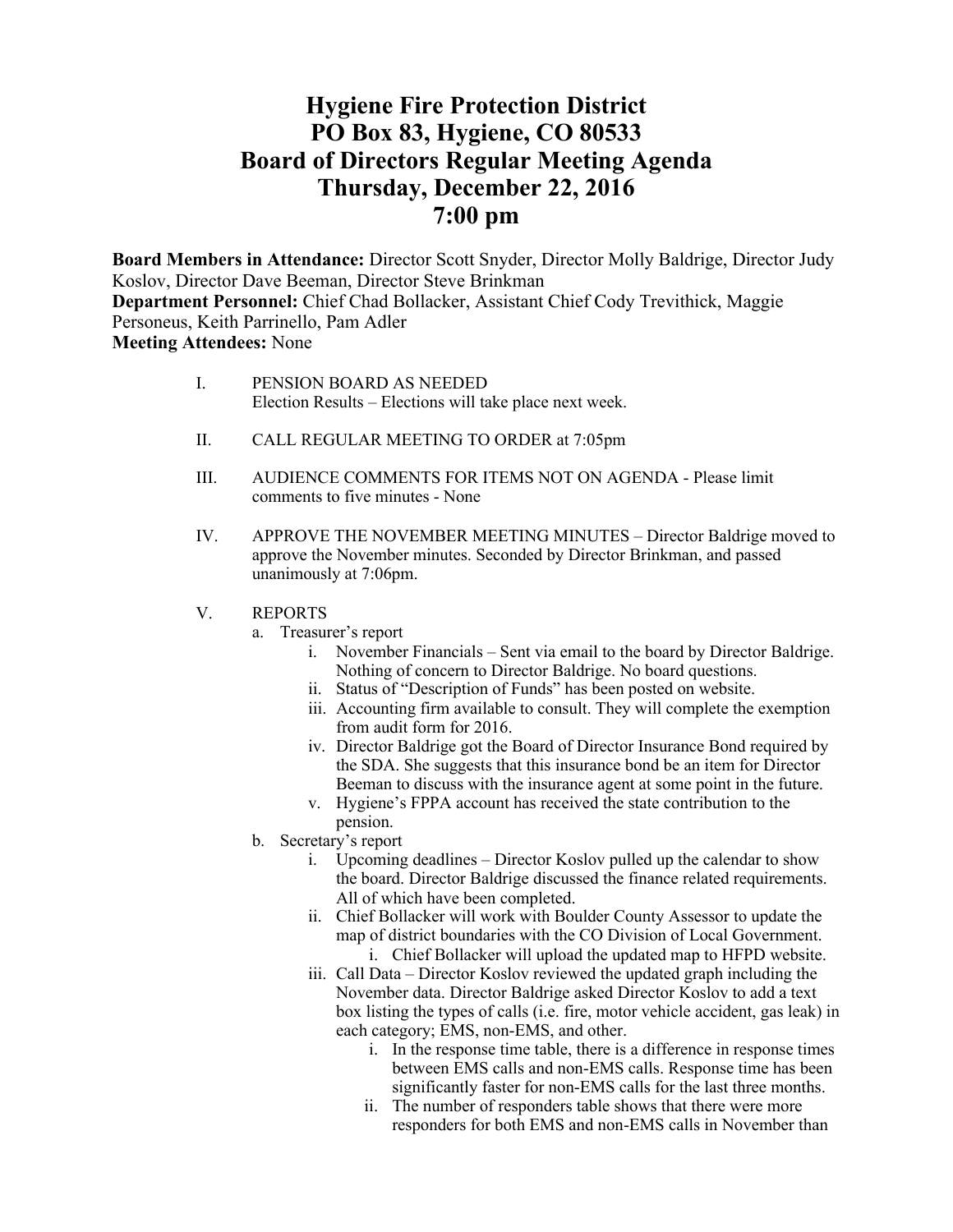# Hygiene Fire Protection District
# PO Box 83, Hygiene, CO 80533
# Board of Directors Regular Meeting Agenda
# Thursday, December 22, 2016
# 7:00 pm

**Board Members in Attendance:** Director Scott Snyder, Director Molly Baldrige, Director Judy Koslov, Director Dave Beeman, Director Steve Brinkman
**Department Personnel:** Chief Chad Bollacker, Assistant Chief Cody Trevithick, Maggie Personeus, Keith Parrinello, Pam Adler
**Meeting Attendees:** None

I. PENSION BOARD AS NEEDED
   Election Results – Elections will take place next week.

II. CALL REGULAR MEETING TO ORDER at 7:05pm

III. AUDIENCE COMMENTS FOR ITEMS NOT ON AGENDA - Please limit comments to five minutes - None

IV. APPROVE THE NOVEMBER MEETING MINUTES – Director Baldrige moved to approve the November minutes. Seconded by Director Brinkman, and passed unanimously at 7:06pm.

V. REPORTS
   a. Treasurer's report
      i. November Financials – Sent via email to the board by Director Baldrige. Nothing of concern to Director Baldrige. No board questions.
      ii. Status of "Description of Funds" has been posted on website.
      iii. Accounting firm available to consult. They will complete the exemption from audit form for 2016.
      iv. Director Baldrige got the Board of Director Insurance Bond required by the SDA. She suggests that this insurance bond be an item for Director Beeman to discuss with the insurance agent at some point in the future.
      v. Hygiene's FPPA account has received the state contribution to the pension.
   b. Secretary's report
      i. Upcoming deadlines – Director Koslov pulled up the calendar to show the board. Director Baldrige discussed the finance related requirements. All of which have been completed.
      ii. Chief Bollacker will work with Boulder County Assessor to update the map of district boundaries with the CO Division of Local Government.
         i. Chief Bollacker will upload the updated map to HFPD website.
      iii. Call Data – Director Koslov reviewed the updated graph including the November data. Director Baldrige asked Director Koslov to add a text box listing the types of calls (i.e. fire, motor vehicle accident, gas leak) in each category; EMS, non-EMS, and other.
         i. In the response time table, there is a difference in response times between EMS calls and non-EMS calls. Response time has been significantly faster for non-EMS calls for the last three months.
         ii. The number of responders table shows that there were more responders for both EMS and non-EMS calls in November than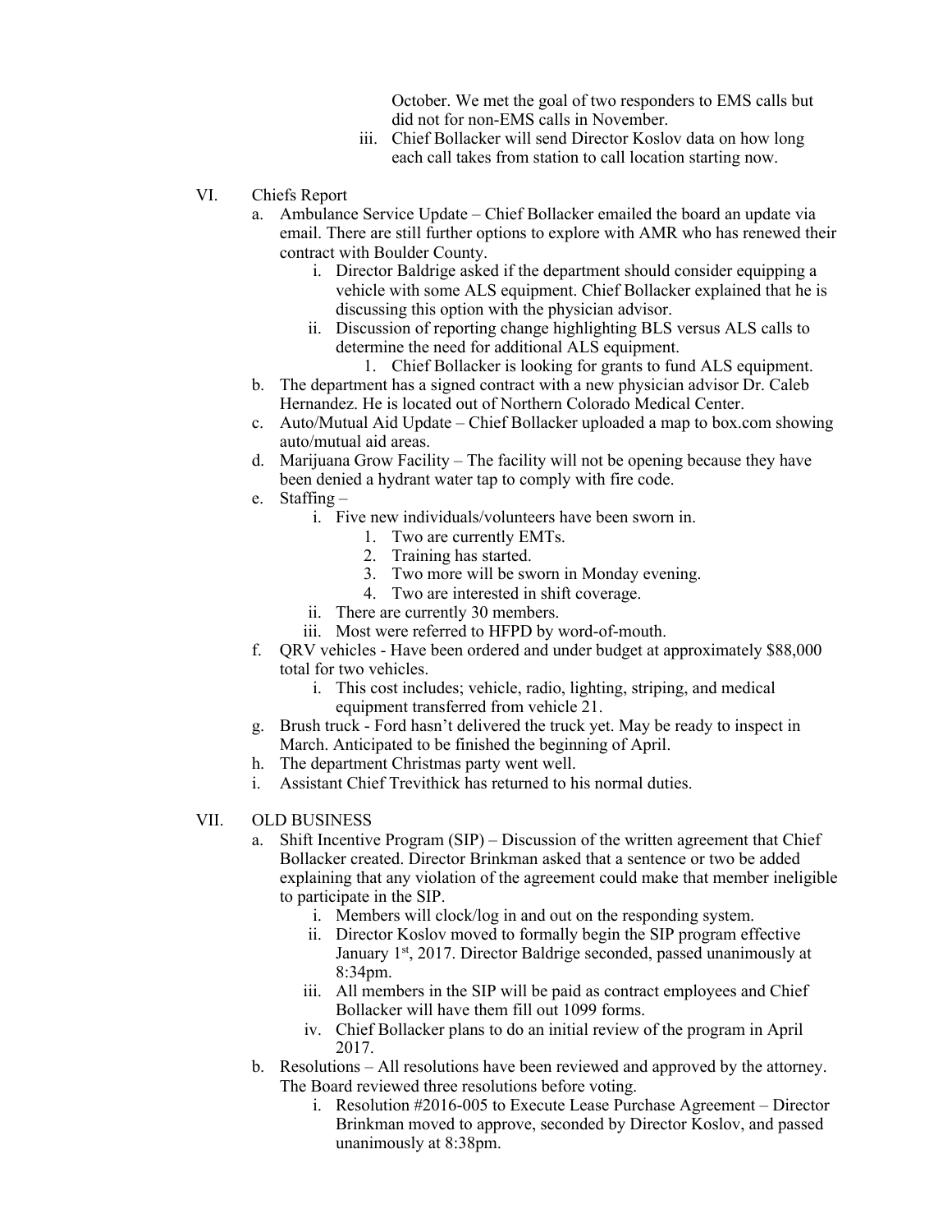October. We met the goal of two responders to EMS calls but did not for non-EMS calls in November.

   iii. Chief Bollacker will send Director Koslov data on how long each call takes from station to call location starting now.

VI. Chiefs Report

   a. Ambulance Service Update – Chief Bollacker emailed the board an update via email. There are still further options to explore with AMR who has renewed their contract with Boulder County.
      i. Director Baldrige asked if the department should consider equipping a vehicle with some ALS equipment. Chief Bollacker explained that he is discussing this option with the physician advisor.
      ii. Discussion of reporting change highlighting BLS versus ALS calls to determine the need for additional ALS equipment.
         1. Chief Bollacker is looking for grants to fund ALS equipment.
   b. The department has a signed contract with a new physician advisor Dr. Caleb Hernandez. He is located out of Northern Colorado Medical Center.
   c. Auto/Mutual Aid Update – Chief Bollacker uploaded a map to box.com showing auto/mutual aid areas.
   d. Marijuana Grow Facility – The facility will not be opening because they have been denied a hydrant water tap to comply with fire code.
   e. Staffing –
      i. Five new individuals/volunteers have been sworn in.
         1. Two are currently EMTs.
         2. Training has started.
         3. Two more will be sworn in Monday evening.
         4. Two are interested in shift coverage.
      ii. There are currently 30 members.
      iii. Most were referred to HFPD by word-of-mouth.
   f. QRV vehicles - Have been ordered and under budget at approximately $88,000 total for two vehicles.
      i. This cost includes; vehicle, radio, lighting, striping, and medical equipment transferred from vehicle 21.
   g. Brush truck - Ford hasn't delivered the truck yet. May be ready to inspect in March. Anticipated to be finished the beginning of April.
   h. The department Christmas party went well.
   i. Assistant Chief Trevithick has returned to his normal duties.

VII. OLD BUSINESS

   a. Shift Incentive Program (SIP) – Discussion of the written agreement that Chief Bollacker created. Director Brinkman asked that a sentence or two be added explaining that any violation of the agreement could make that member ineligible to participate in the SIP.
      i. Members will clock/log in and out on the responding system.
      ii. Director Koslov moved to formally begin the SIP program effective January 1st, 2017. Director Baldrige seconded, passed unanimously at 8:34pm.
      iii. All members in the SIP will be paid as contract employees and Chief Bollacker will have them fill out 1099 forms.
      iv. Chief Bollacker plans to do an initial review of the program in April 2017.
   b. Resolutions – All resolutions have been reviewed and approved by the attorney. The Board reviewed three resolutions before voting.
      i. Resolution #2016-005 to Execute Lease Purchase Agreement – Director Brinkman moved to approve, seconded by Director Koslov, and passed unanimously at 8:38pm.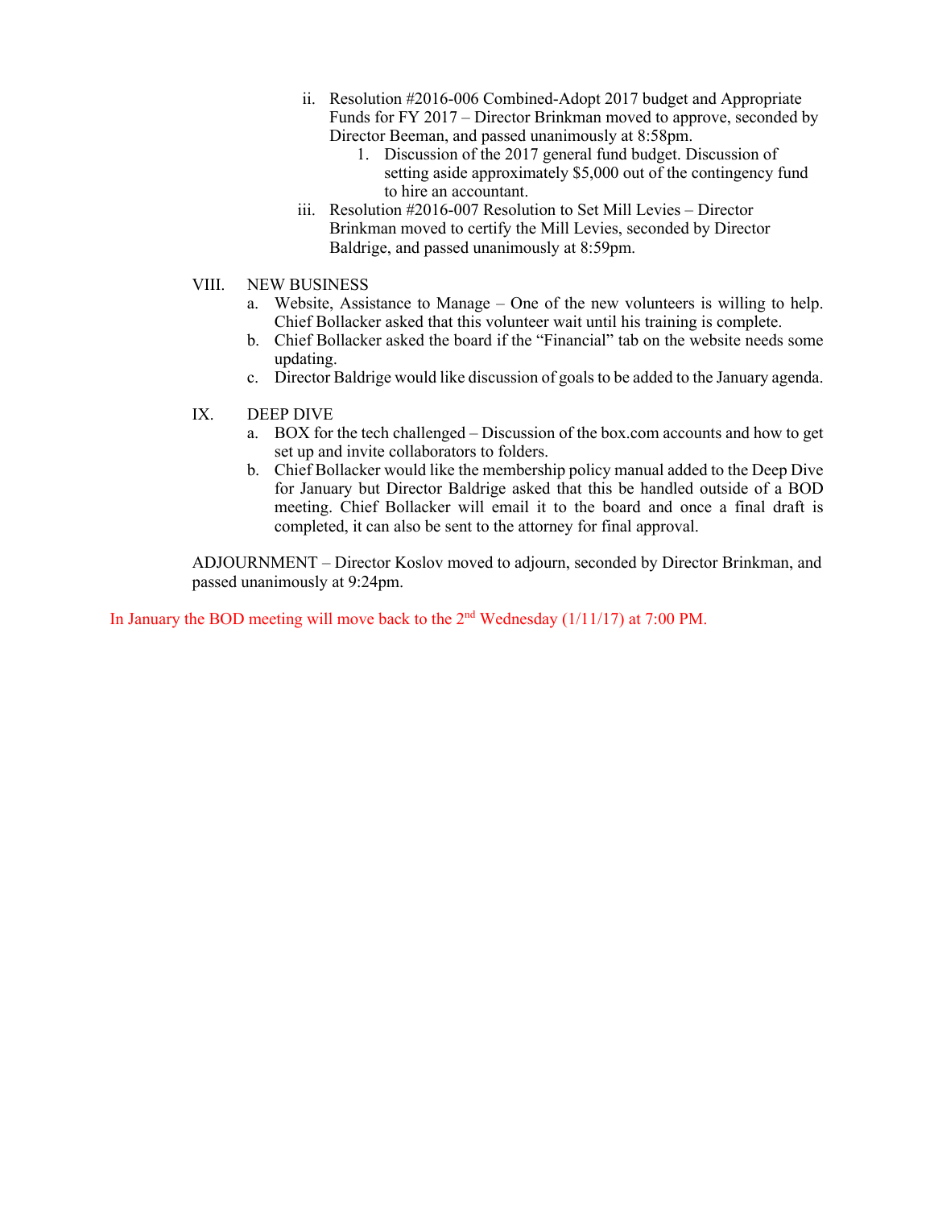ii. Resolution #2016-006 Combined-Adopt 2017 budget and Appropriate Funds for FY 2017 – Director Brinkman moved to approve, seconded by Director Beeman, and passed unanimously at 8:58pm.
   1. Discussion of the 2017 general fund budget. Discussion of setting aside approximately $5,000 out of the contingency fund to hire an accountant.

iii. Resolution #2016-007 Resolution to Set Mill Levies – Director Brinkman moved to certify the Mill Levies, seconded by Director Baldrige, and passed unanimously at 8:59pm.

VIII. NEW BUSINESS

a. Website, Assistance to Manage – One of the new volunteers is willing to help. Chief Bollacker asked that this volunteer wait until his training is complete.
b. Chief Bollacker asked the board if the "Financial" tab on the website needs some updating.
c. Director Baldrige would like discussion of goals to be added to the January agenda.

IX. DEEP DIVE

a. BOX for the tech challenged – Discussion of the box.com accounts and how to get set up and invite collaborators to folders.
b. Chief Bollacker would like the membership policy manual added to the Deep Dive for January but Director Baldrige asked that this be handled outside of a BOD meeting. Chief Bollacker will email it to the board and once a final draft is completed, it can also be sent to the attorney for final approval.

ADJOURNMENT – Director Koslov moved to adjourn, seconded by Director Brinkman, and passed unanimously at 9:24pm.

In January the BOD meeting will move back to the 2nd Wednesday (1/11/17) at 7:00 PM.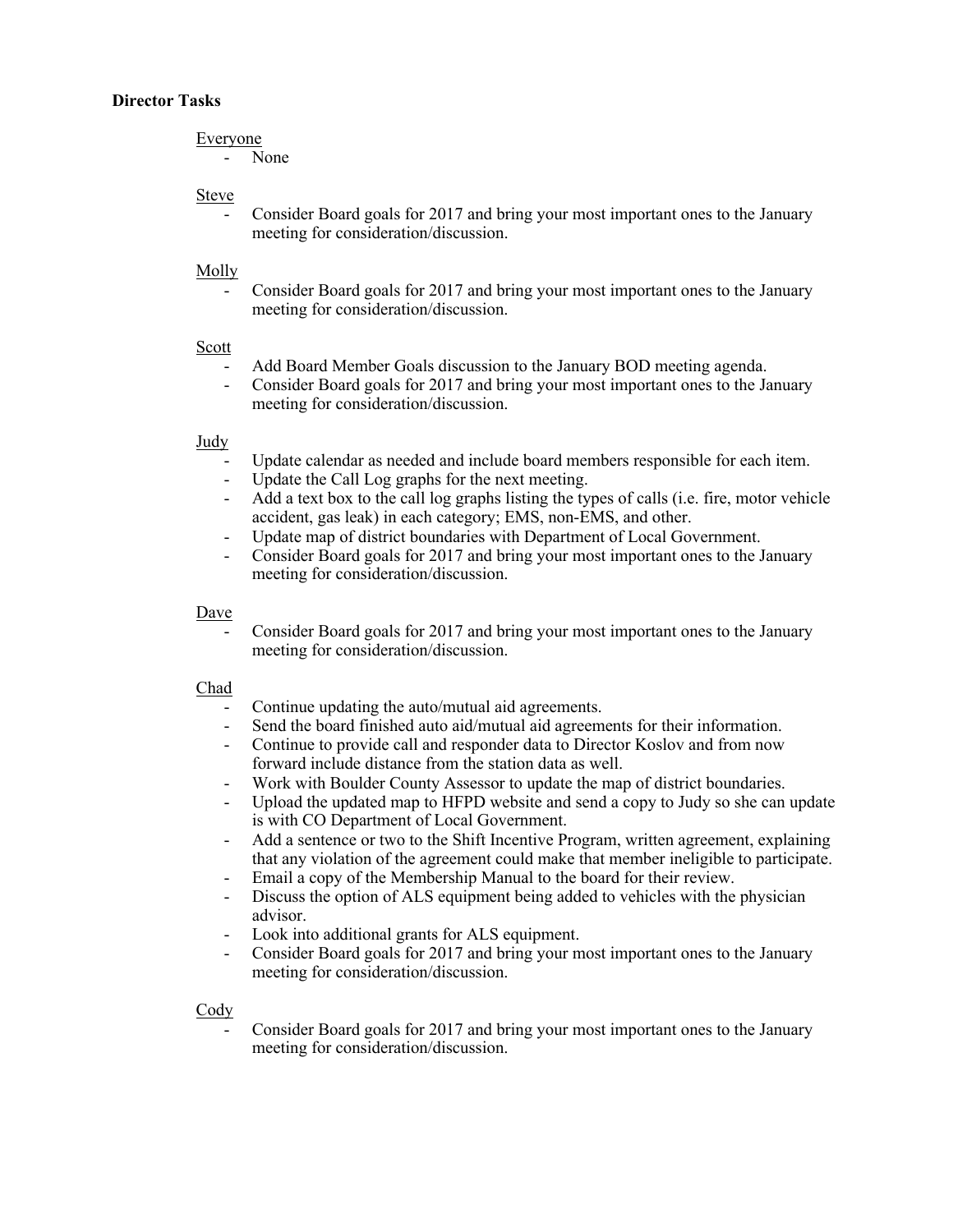**Director Tasks**

Everyone

- None

Steve

- Consider Board goals for 2017 and bring your most important ones to the January meeting for consideration/discussion.

Molly

- Consider Board goals for 2017 and bring your most important ones to the January meeting for consideration/discussion.

Scott

- Add Board Member Goals discussion to the January BOD meeting agenda.
- Consider Board goals for 2017 and bring your most important ones to the January meeting for consideration/discussion.

Judy

- Update calendar as needed and include board members responsible for each item.
- Update the Call Log graphs for the next meeting.
- Add a text box to the call log graphs listing the types of calls (i.e. fire, motor vehicle accident, gas leak) in each category; EMS, non-EMS, and other.
- Update map of district boundaries with Department of Local Government.
- Consider Board goals for 2017 and bring your most important ones to the January meeting for consideration/discussion.

Dave

- Consider Board goals for 2017 and bring your most important ones to the January meeting for consideration/discussion.

Chad

- Continue updating the auto/mutual aid agreements.
- Send the board finished auto aid/mutual aid agreements for their information.
- Continue to provide call and responder data to Director Koslov and from now forward include distance from the station data as well.
- Work with Boulder County Assessor to update the map of district boundaries.
- Upload the updated map to HFPD website and send a copy to Judy so she can update is with CO Department of Local Government.
- Add a sentence or two to the Shift Incentive Program, written agreement, explaining that any violation of the agreement could make that member ineligible to participate.
- Email a copy of the Membership Manual to the board for their review.
- Discuss the option of ALS equipment being added to vehicles with the physician advisor.
- Look into additional grants for ALS equipment.
- Consider Board goals for 2017 and bring your most important ones to the January meeting for consideration/discussion.

Cody

- Consider Board goals for 2017 and bring your most important ones to the January meeting for consideration/discussion.